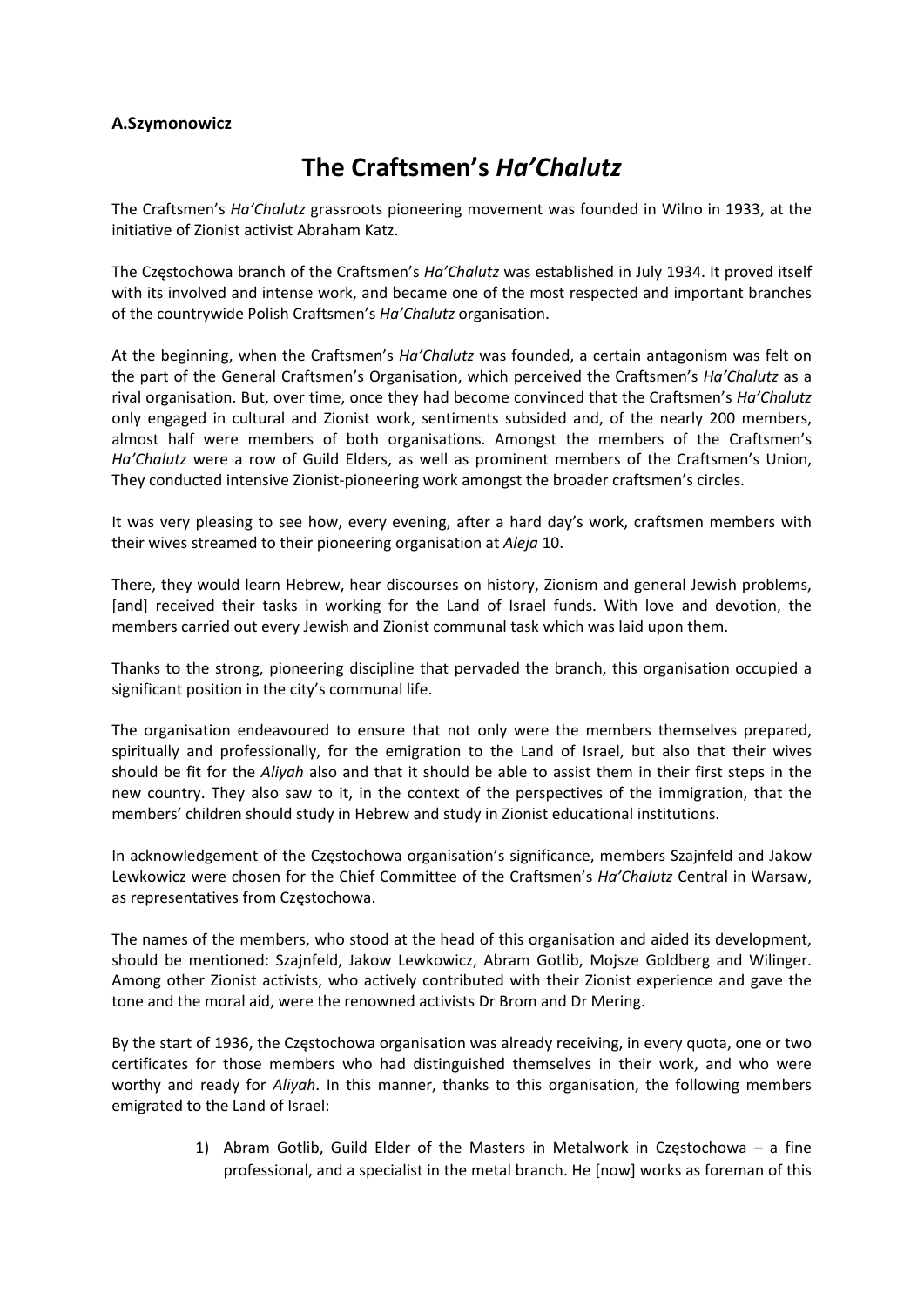**A.Szymonowicz**

# The Craftsmen's *Ha'Chalutz*

The Craftsmen's *Ha'Chalutz* grassroots pioneering movement was founded in Wilno in 1933, at the initiative of Zionist activist Abraham Katz.

The Częstochowa branch of the Craftsmen's *Ha'Chalutz* was established in July 1934. It proved itself with its involved and intense work, and became one of the most respected and important branches of the countrywide Polish Craftsmen's *Ha'Chalutz* organisation.

At the beginning, when the Craftsmen's *Ha'Chalutz* was founded, a certain antagonism was felt on the part of the General Craftsmen's Organisation, which perceived the Craftsmen's *Ha'Chalutz* as a rival organisation. But, over time, once they had become convinced that the Craftsmen's *Ha'Chalutz* only engaged in cultural and Zionist work, sentiments subsided and, of the nearly 200 members, almost half were members of both organisations. Amongst the members of the Craftsmen's *Ha'Chalutz* were a row of Guild Elders, as well as prominent members of the Craftsmen's Union, They conducted intensive Zionist-pioneering work amongst the broader craftsmen's circles.

It was very pleasing to see how, every evening, after a hard day's work, craftsmen members with their wives streamed to their pioneering organisation at *Aleja* 10.

There, they would learn Hebrew, hear discourses on history, Zionism and general Jewish problems, [and] received their tasks in working for the Land of Israel funds. With love and devotion, the members carried out every Jewish and Zionist communal task which was laid upon them.

Thanks to the strong, pioneering discipline that pervaded the branch, this organisation occupied a significant position in the city's communal life.

The organisation endeavoured to ensure that not only were the members themselves prepared, spiritually and professionally, for the emigration to the Land of Israel, but also that their wives should be fit for the *Aliyah* also and that it should be able to assist them in their first steps in the new country. They also saw to it, in the context of the perspectives of the immigration, that the members' children should study in Hebrew and study in Zionist educational institutions.

In acknowledgement of the Częstochowa organisation's significance, members Szajnfeld and Jakow Lewkowicz were chosen for the Chief Committee of the Craftsmen's *Ha'Chalutz* Central in Warsaw, as representatives from Częstochowa.

The names of the members, who stood at the head of this organisation and aided its development, should be mentioned: Szajnfeld, Jakow Lewkowicz, Abram Gotlib, Mojsze Goldberg and Wilinger. Among other Zionist activists, who actively contributed with their Zionist experience and gave the tone and the moral aid, were the renowned activists Dr Brom and Dr Mering.

By the start of 1936, the Częstochowa organisation was already receiving, in every quota, one or two certificates for those members who had distinguished themselves in their work, and who were worthy and ready for *Aliyah*. In this manner, thanks to this organisation, the following members emigrated to the Land of Israel:

1) Abram Gotlib, Guild Elder of the Masters in Metalwork in Częstochowa – a fine professional, and a specialist in the metal branch. He [now] works as foreman of this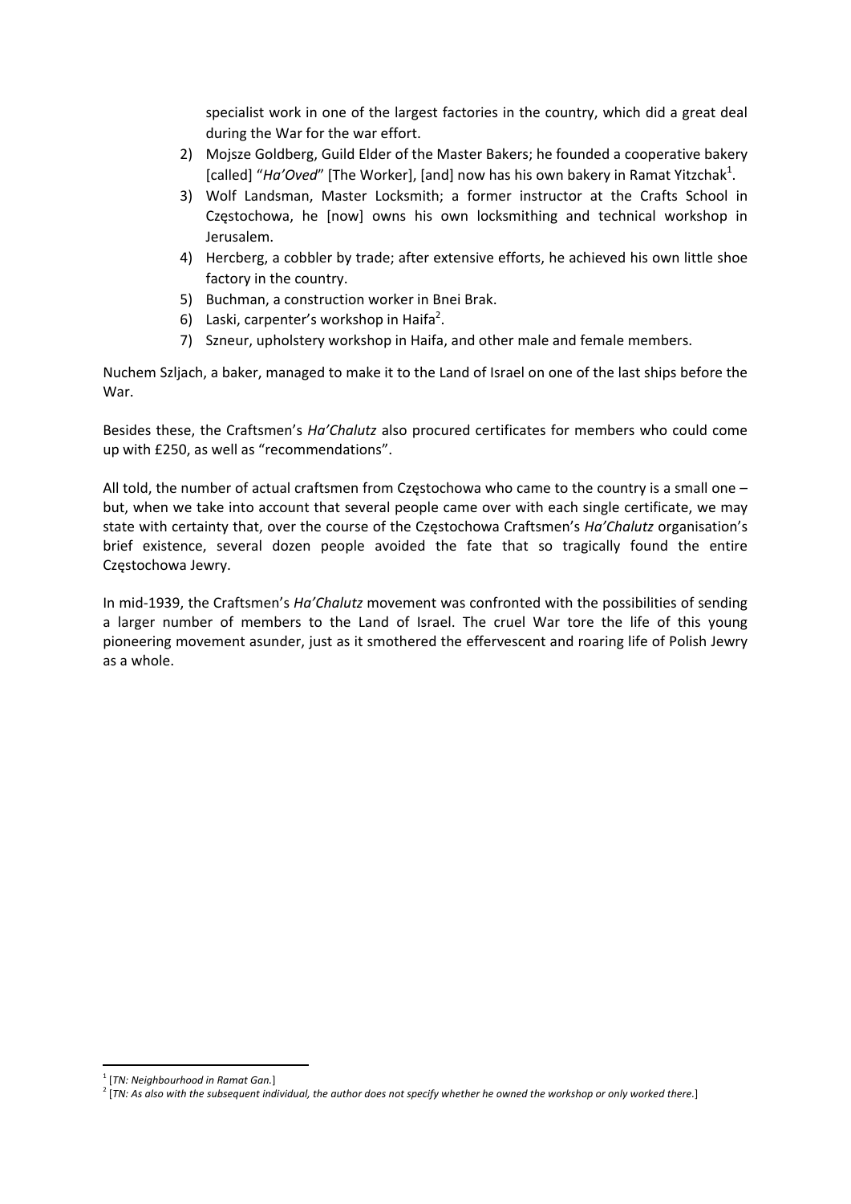specialist work in one of the largest factories in the country, which did a great deal during the War for the war effort.

2) Mojsze Goldberg, Guild Elder of the Master Bakers; he founded a cooperative bakery [called] "*Ha'Oved*" [The Worker], [and] now has his own bakery in Ramat Yitzchak[1].
3) Wolf Landsman, Master Locksmith; a former instructor at the Crafts School in Częstochowa, he [now] owns his own locksmithing and technical workshop in Jerusalem.
4) Hercberg, a cobbler by trade; after extensive efforts, he achieved his own little shoe factory in the country.
5) Buchman, a construction worker in Bnei Brak.
6) Laski, carpenter's workshop in Haifa[2].
7) Szneur, upholstery workshop in Haifa, and other male and female members.

Nuchem Szljach, a baker, managed to make it to the Land of Israel on one of the last ships before the War.

Besides these, the Craftsmen's *Ha'Chalutz* also procured certificates for members who could come up with £250, as well as "recommendations".

All told, the number of actual craftsmen from Częstochowa who came to the country is a small one – but, when we take into account that several people came over with each single certificate, we may state with certainty that, over the course of the Częstochowa Craftsmen's *Ha'Chalutz* organisation's brief existence, several dozen people avoided the fate that so tragically found the entire Częstochowa Jewry.

In mid-1939, the Craftsmen's *Ha'Chalutz* movement was confronted with the possibilities of sending a larger number of members to the Land of Israel. The cruel War tore the life of this young pioneering movement asunder, just as it smothered the effervescent and roaring life of Polish Jewry as a whole.

---

[1] [*TN: Neighbourhood in Ramat Gan.*]

[2] [*TN: As also with the subsequent individual, the author does not specify whether he owned the workshop or only worked there.*]